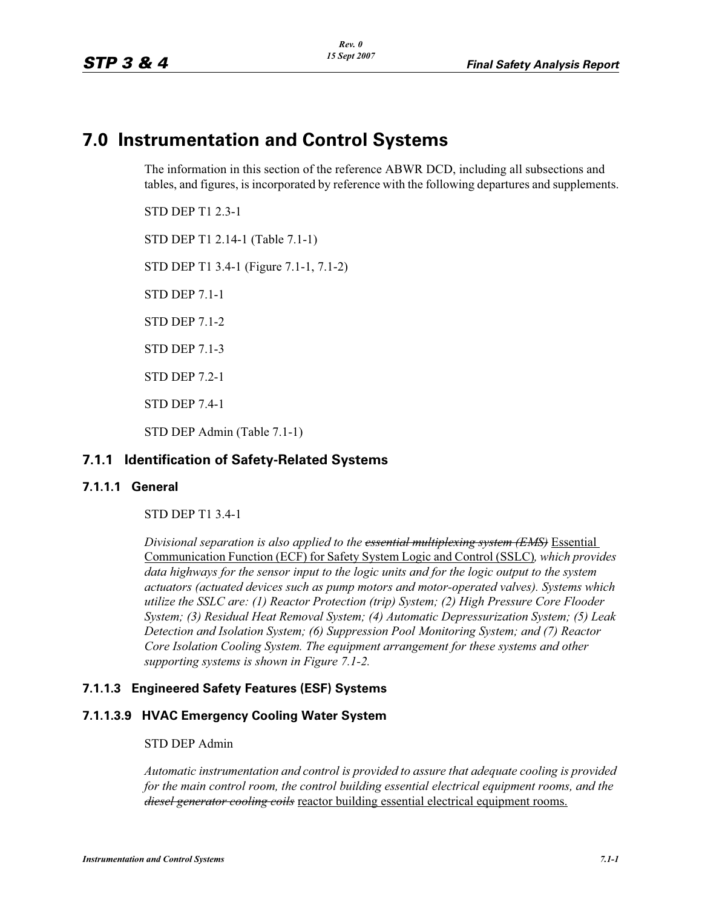# 7.0 Instrumentation and Control Systems

The information in this section of the reference ABWR DCD, including all subsections and tables, and figures, is incorporated by reference with the following departures and supplements.

STD DEP T1 2.3-1

STD DEP T1 2.14-1 (Table 7.1-1)

STD DEP T1 3.4-1 (Figure 7.1-1, 7.1-2)

STD DEP 7.1-1

STD DEP 7.1-2

STD DEP 7.1-3

STD DEP 7.2-1

STD DEP 7.4-1

STD DEP Admin (Table 7.1-1)

## 7.1.1 Identification of Safety-Related Systems

### 7.1.1.1 General

STD DEP T1 3.4-1

*Divisional separation is also applied to the ~~essential multiplexing system (EMS)~~* <u>Essential Communication Function (ECF) for Safety System Logic and Control (SSLC)</u>*, which provides data highways for the sensor input to the logic units and for the logic output to the system actuators (actuated devices such as pump motors and motor-operated valves). Systems which utilize the SSLC are: (1) Reactor Protection (trip) System; (2) High Pressure Core Flooder System; (3) Residual Heat Removal System; (4) Automatic Depressurization System; (5) Leak Detection and Isolation System; (6) Suppression Pool Monitoring System; and (7) Reactor Core Isolation Cooling System. The equipment arrangement for these systems and other supporting systems is shown in Figure 7.1-2.*

### 7.1.1.3 Engineered Safety Features (ESF) Systems

#### 7.1.1.3.9 HVAC Emergency Cooling Water System

STD DEP Admin

*Automatic instrumentation and control is provided to assure that adequate cooling is provided for the main control room, the control building essential electrical equipment rooms, and the ~~diesel generator cooling coils~~* <u>reactor building essential electrical equipment rooms.</u>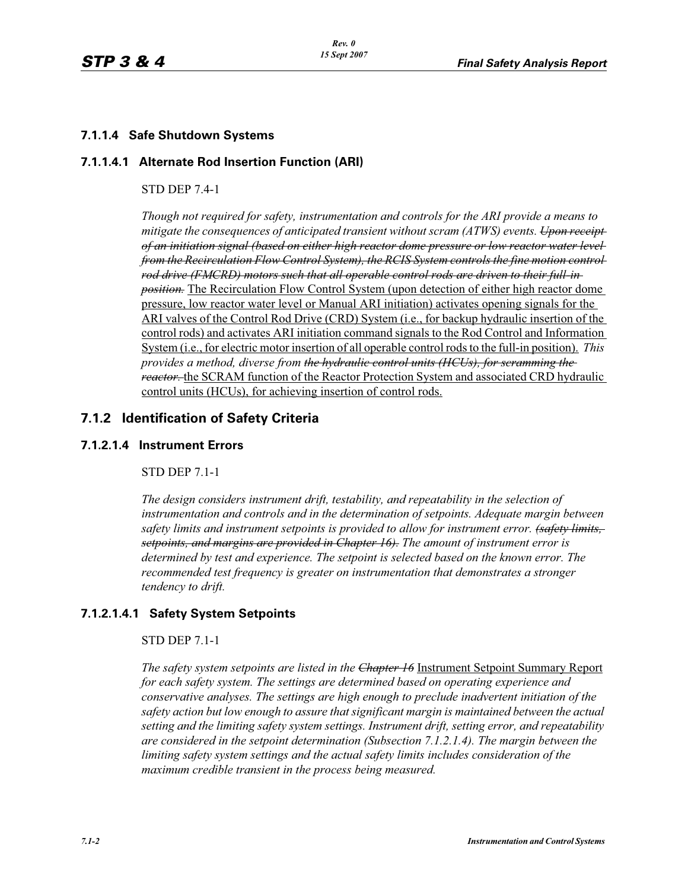### 7.1.1.4 Safe Shutdown Systems

#### 7.1.1.4.1 Alternate Rod Insertion Function (ARI)

STD DEP 7.4-1

*Though not required for safety, instrumentation and controls for the ARI provide a means to mitigate the consequences of anticipated transient without scram (ATWS) events.* ~~*Upon receipt of an initiation signal (based on either high reactor dome pressure or low reactor water level from the Recirculation Flow Control System), the RCIS System controls the fine motion control rod drive (FMCRD) motors such that all operable control rods are driven to their full-in position.*~~ The Recirculation Flow Control System (upon detection of either high reactor dome pressure, low reactor water level or Manual ARI initiation) activates opening signals for the ARI valves of the Control Rod Drive (CRD) System (i.e., for backup hydraulic insertion of the control rods) and activates ARI initiation command signals to the Rod Control and Information System (i.e., for electric motor insertion of all operable control rods to the full-in position). *This provides a method, diverse from* ~~*the hydraulic control units (HCUs), for scramming the reactor.*~~ the SCRAM function of the Reactor Protection System and associated CRD hydraulic control units (HCUs), for achieving insertion of control rods.

## 7.1.2 Identification of Safety Criteria

#### 7.1.2.1.4 Instrument Errors

STD DEP 7.1-1

*The design considers instrument drift, testability, and repeatability in the selection of instrumentation and controls and in the determination of setpoints. Adequate margin between safety limits and instrument setpoints is provided to allow for instrument error.* ~~*(safety limits, setpoints, and margins are provided in Chapter 16).*~~ *The amount of instrument error is determined by test and experience. The setpoint is selected based on the known error. The recommended test frequency is greater on instrumentation that demonstrates a stronger tendency to drift.*

#### 7.1.2.1.4.1 Safety System Setpoints

STD DEP 7.1-1

*The safety system setpoints are listed in the* ~~*Chapter 16*~~ Instrument Setpoint Summary Report *for each safety system. The settings are determined based on operating experience and conservative analyses. The settings are high enough to preclude inadvertent initiation of the safety action but low enough to assure that significant margin is maintained between the actual setting and the limiting safety system settings. Instrument drift, setting error, and repeatability are considered in the setpoint determination (Subsection 7.1.2.1.4). The margin between the limiting safety system settings and the actual safety limits includes consideration of the maximum credible transient in the process being measured.*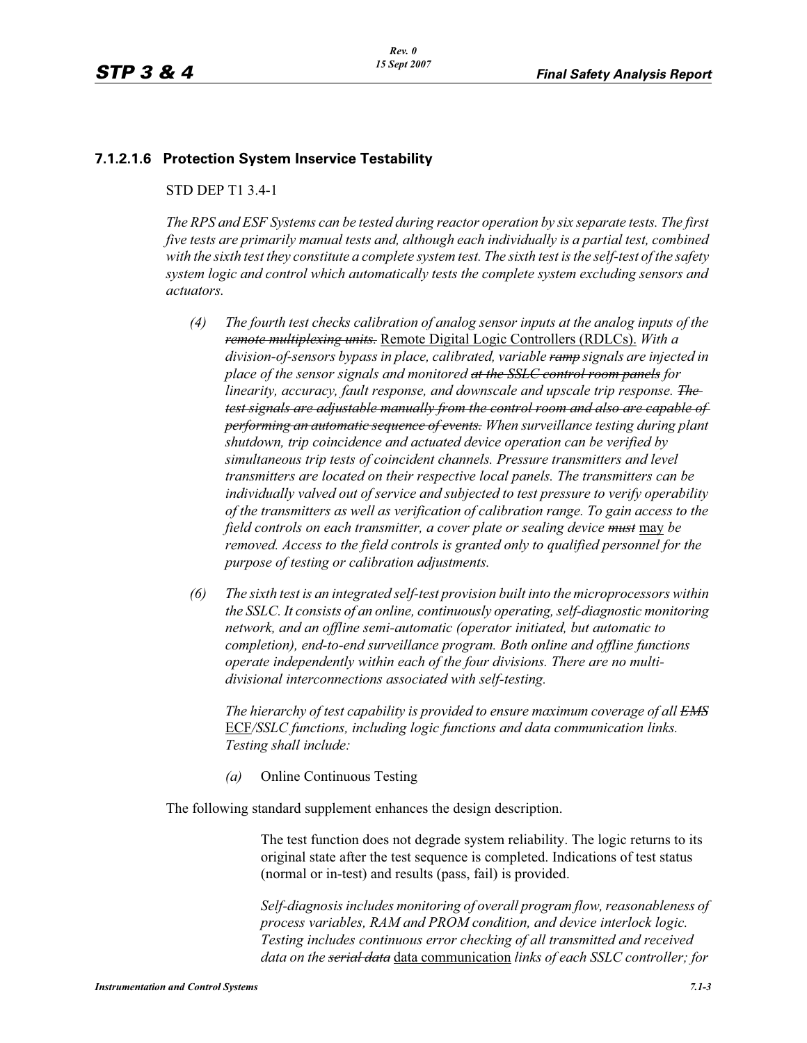### 7.1.2.1.6 Protection System Inservice Testability

STD DEP T1 3.4-1

*The RPS and ESF Systems can be tested during reactor operation by six separate tests. The first five tests are primarily manual tests and, although each individually is a partial test, combined with the sixth test they constitute a complete system test. The sixth test is the self-test of the safety system logic and control which automatically tests the complete system excluding sensors and actuators.*

(4) *The fourth test checks calibration of analog sensor inputs at the analog inputs of the ~~remote multiplexing units.~~* Remote Digital Logic Controllers (RDLCs). *With a division-of-sensors bypass in place, calibrated, variable ~~ramp~~ signals are injected in place of the sensor signals and monitored ~~at the SSLC control room panels~~ for linearity, accuracy, fault response, and downscale and upscale trip response. ~~The test signals are adjustable manually from the control room and also are capable of performing an automatic sequence of events.~~ When surveillance testing during plant shutdown, trip coincidence and actuated device operation can be verified by simultaneous trip tests of coincident channels. Pressure transmitters and level transmitters are located on their respective local panels. The transmitters can be individually valved out of service and subjected to test pressure to verify operability of the transmitters as well as verification of calibration range. To gain access to the field controls on each transmitter, a cover plate or sealing device ~~must~~* may *be removed. Access to the field controls is granted only to qualified personnel for the purpose of testing or calibration adjustments.*

(6) *The sixth test is an integrated self-test provision built into the microprocessors within the SSLC. It consists of an online, continuously operating, self-diagnostic monitoring network, and an offline semi-automatic (operator initiated, but automatic to completion), end-to-end surveillance program. Both online and offline functions operate independently within each of the four divisions. There are no multi-divisional interconnections associated with self-testing.*

*The hierarchy of test capability is provided to ensure maximum coverage of all ~~EMS~~* ECF*/SSLC functions, including logic functions and data communication links. Testing shall include:*

(a) Online Continuous Testing

The following standard supplement enhances the design description.

The test function does not degrade system reliability. The logic returns to its original state after the test sequence is completed. Indications of test status (normal or in-test) and results (pass, fail) is provided.

*Self-diagnosis includes monitoring of overall program flow, reasonableness of process variables, RAM and PROM condition, and device interlock logic. Testing includes continuous error checking of all transmitted and received data on the ~~serial data~~* data communication *links of each SSLC controller; for*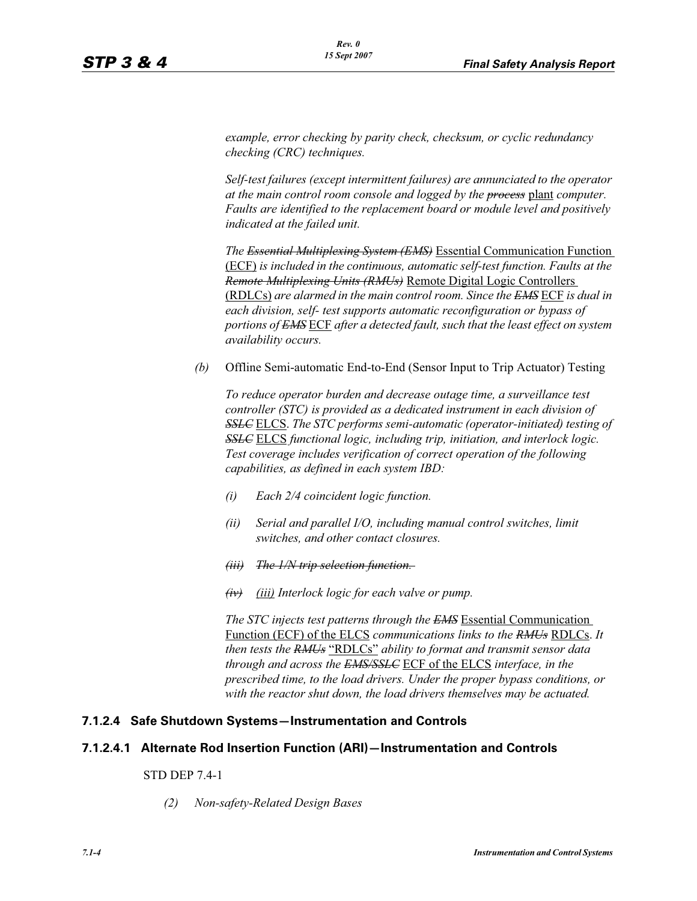*example, error checking by parity check, checksum, or cyclic redundancy checking (CRC) techniques.*

*Self-test failures (except intermittent failures) are annunciated to the operator at the main control room console and logged by the ~~process~~* <u>plant</u> *computer. Faults are identified to the replacement board or module level and positively indicated at the failed unit.*

*The ~~Essential Multiplexing System (EMS)~~* <u>Essential Communication Function (ECF)</u> *is included in the continuous, automatic self-test function. Faults at the ~~Remote Multiplexing Units (RMUs)~~* <u>Remote Digital Logic Controllers (RDLCs)</u> *are alarmed in the main control room. Since the ~~EMS~~* <u>ECF</u> *is dual in each division, self- test supports automatic reconfiguration or bypass of portions of ~~EMS~~* <u>ECF</u> *after a detected fault, such that the least effect on system availability occurs.*

*(b)* Offline Semi-automatic End-to-End (Sensor Input to Trip Actuator) Testing

*To reduce operator burden and decrease outage time, a surveillance test controller (STC) is provided as a dedicated instrument in each division of ~~SSLC~~* <u>ELCS</u>. *The STC performs semi-automatic (operator-initiated) testing of ~~SSLC~~* <u>ELCS</u> *functional logic, including trip, initiation, and interlock logic. Test coverage includes verification of correct operation of the following capabilities, as defined in each system IBD:*

*(i) Each 2/4 coincident logic function.*

*(ii) Serial and parallel I/O, including manual control switches, limit switches, and other contact closures.*

*~~(iii) The 1/N trip selection function.~~*

*~~(iv)~~ <u>(iii)</u> Interlock logic for each valve or pump.*

*The STC injects test patterns through the ~~EMS~~* <u>Essential Communication Function (ECF) of the ELCS</u> *communications links to the ~~RMUs~~* <u>RDLCs</u>. *It then tests the ~~RMUs~~* <u>"RDLCs"</u> *ability to format and transmit sensor data through and across the ~~EMS/SSLC~~* <u>ECF of the ELCS</u> *interface, in the prescribed time, to the load drivers. Under the proper bypass conditions, or with the reactor shut down, the load drivers themselves may be actuated.*

### 7.1.2.4 Safe Shutdown Systems—Instrumentation and Controls

#### 7.1.2.4.1 Alternate Rod Insertion Function (ARI)—Instrumentation and Controls

STD DEP 7.4-1

*(2) Non-safety-Related Design Bases*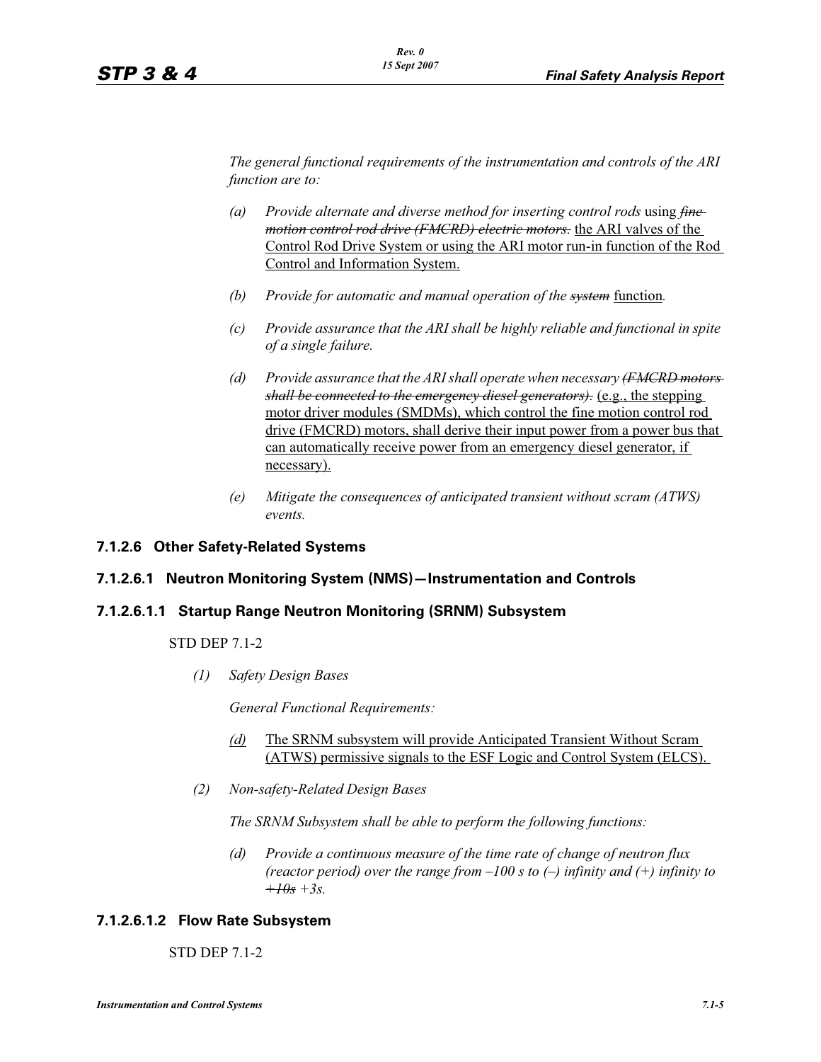*The general functional requirements of the instrumentation and controls of the ARI function are to:*

- *(a) Provide alternate and diverse method for inserting control rods* using ~~*fine motion control rod drive (FMCRD) electric motors.*~~ the ARI valves of the Control Rod Drive System or using the ARI motor run-in function of the Rod Control and Information System.
- *(b) Provide for automatic and manual operation of the* ~~*system*~~ function*.*
- *(c) Provide assurance that the ARI shall be highly reliable and functional in spite of a single failure.*
- *(d) Provide assurance that the ARI shall operate when necessary* ~~*(FMCRD motors shall be connected to the emergency diesel generators).*~~ (e.g., the stepping motor driver modules (SMDMs), which control the fine motion control rod drive (FMCRD) motors, shall derive their input power from a power bus that can automatically receive power from an emergency diesel generator, if necessary).
- *(e) Mitigate the consequences of anticipated transient without scram (ATWS) events.*

### 7.1.2.6 Other Safety-Related Systems

#### 7.1.2.6.1 Neutron Monitoring System (NMS)—Instrumentation and Controls

##### 7.1.2.6.1.1 Startup Range Neutron Monitoring (SRNM) Subsystem

STD DEP 7.1-2

*(1) Safety Design Bases*

*General Functional Requirements:*

- (d) The SRNM subsystem will provide Anticipated Transient Without Scram (ATWS) permissive signals to the ESF Logic and Control System (ELCS).

*(2) Non-safety-Related Design Bases*

*The SRNM Subsystem shall be able to perform the following functions:*

- *(d) Provide a continuous measure of the time rate of change of neutron flux (reactor period) over the range from –100 s to (–) infinity and (+) infinity to* ~~*+10s*~~ *+3s.*

##### 7.1.2.6.1.2 Flow Rate Subsystem

STD DEP 7.1-2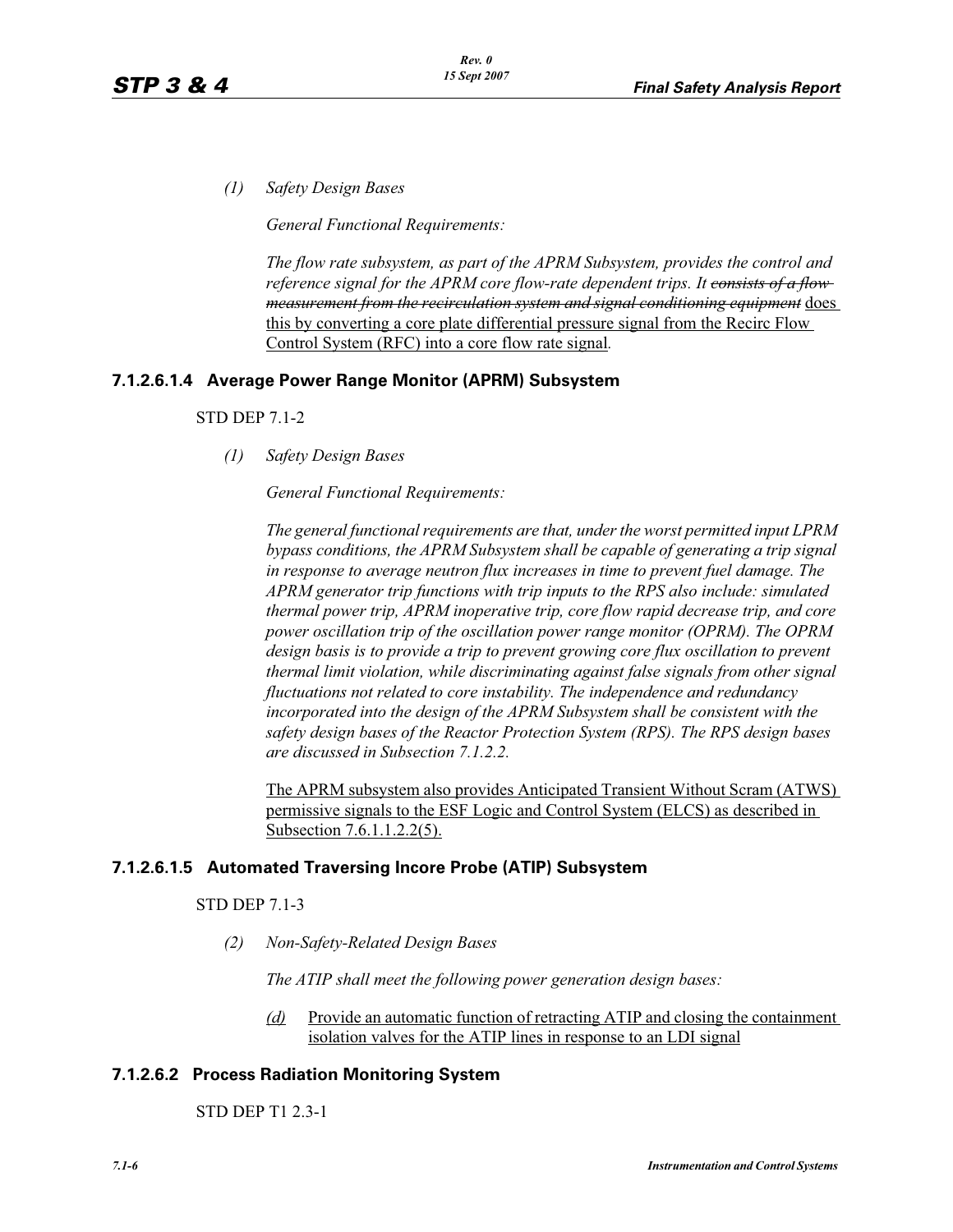*(1) Safety Design Bases*

*General Functional Requirements:*

*The flow rate subsystem, as part of the APRM Subsystem, provides the control and reference signal for the APRM core flow-rate dependent trips. It ~~consists of a flow measurement from the recirculation system and signal conditioning equipment~~* <u>does this by converting a core plate differential pressure signal from the Recirc Flow Control System (RFC) into a core flow rate signal</u>.

### 7.1.2.6.1.4 Average Power Range Monitor (APRM) Subsystem

STD DEP 7.1-2

*(1) Safety Design Bases*

*General Functional Requirements:*

*The general functional requirements are that, under the worst permitted input LPRM bypass conditions, the APRM Subsystem shall be capable of generating a trip signal in response to average neutron flux increases in time to prevent fuel damage. The APRM generator trip functions with trip inputs to the RPS also include: simulated thermal power trip, APRM inoperative trip, core flow rapid decrease trip, and core power oscillation trip of the oscillation power range monitor (OPRM). The OPRM design basis is to provide a trip to prevent growing core flux oscillation to prevent thermal limit violation, while discriminating against false signals from other signal fluctuations not related to core instability. The independence and redundancy incorporated into the design of the APRM Subsystem shall be consistent with the safety design bases of the Reactor Protection System (RPS). The RPS design bases are discussed in Subsection 7.1.2.2.*

<u>The APRM subsystem also provides Anticipated Transient Without Scram (ATWS) permissive signals to the ESF Logic and Control System (ELCS) as described in Subsection 7.6.1.1.2.2(5).</u>

### 7.1.2.6.1.5 Automated Traversing Incore Probe (ATIP) Subsystem

STD DEP 7.1-3

*(2) Non-Safety-Related Design Bases*

*The ATIP shall meet the following power generation design bases:*

<u>*(d)*</u> <u>Provide an automatic function of retracting ATIP and closing the containment isolation valves for the ATIP lines in response to an LDI signal</u>

### 7.1.2.6.2 Process Radiation Monitoring System

STD DEP T1 2.3-1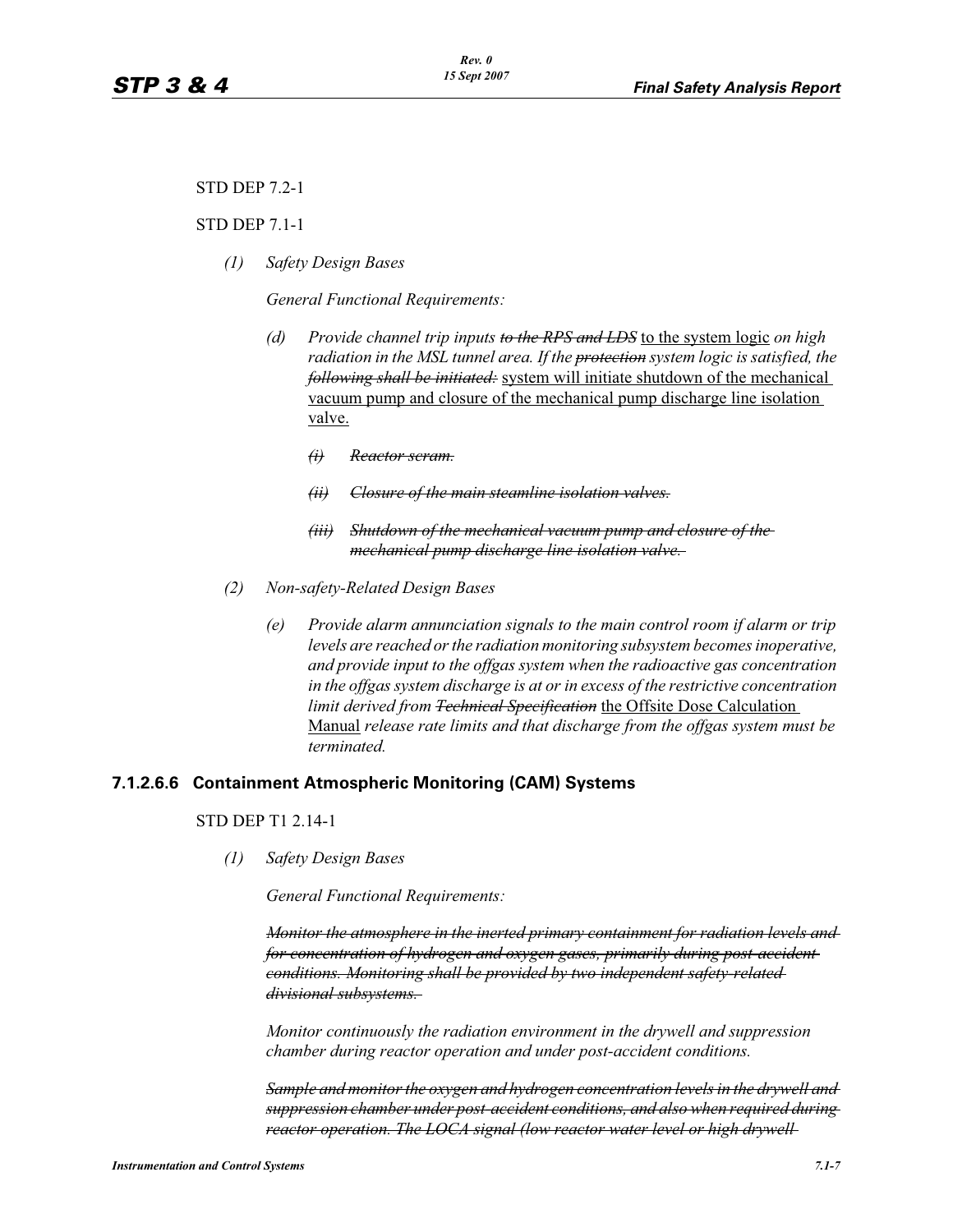STD DEP 7.2-1

STD DEP 7.1-1

*(1) Safety Design Bases*

*General Functional Requirements:*

*(d) Provide channel trip inputs ~~to the RPS and LDS~~* <u>to the system logic</u> *on high radiation in the MSL tunnel area. If the ~~protection~~ system logic is satisfied, the ~~following shall be initiated:~~* <u>system will initiate shutdown of the mechanical vacuum pump and closure of the mechanical pump discharge line isolation valve.</u>

*~~(i) Reactor scram.~~*

*~~(ii) Closure of the main steamline isolation valves.~~*

*~~(iii) Shutdown of the mechanical vacuum pump and closure of the mechanical pump discharge line isolation valve.~~*

*(2) Non-safety-Related Design Bases*

*(e) Provide alarm annunciation signals to the main control room if alarm or trip levels are reached or the radiation monitoring subsystem becomes inoperative, and provide input to the offgas system when the radioactive gas concentration in the offgas system discharge is at or in excess of the restrictive concentration limit derived from ~~Technical Specification~~* <u>the Offsite Dose Calculation Manual</u> *release rate limits and that discharge from the offgas system must be terminated.*

### 7.1.2.6.6 Containment Atmospheric Monitoring (CAM) Systems

STD DEP T1 2.14-1

*(1) Safety Design Bases*

*General Functional Requirements:*

*~~Monitor the atmosphere in the inerted primary containment for radiation levels and for concentration of hydrogen and oxygen gases, primarily during post-accident conditions. Monitoring shall be provided by two independent safety-related divisional subsystems.~~*

*Monitor continuously the radiation environment in the drywell and suppression chamber during reactor operation and under post-accident conditions.*

*~~Sample and monitor the oxygen and hydrogen concentration levels in the drywell and suppression chamber under post-accident conditions, and also when required during reactor operation. The LOCA signal (low reactor water level or high drywell~~*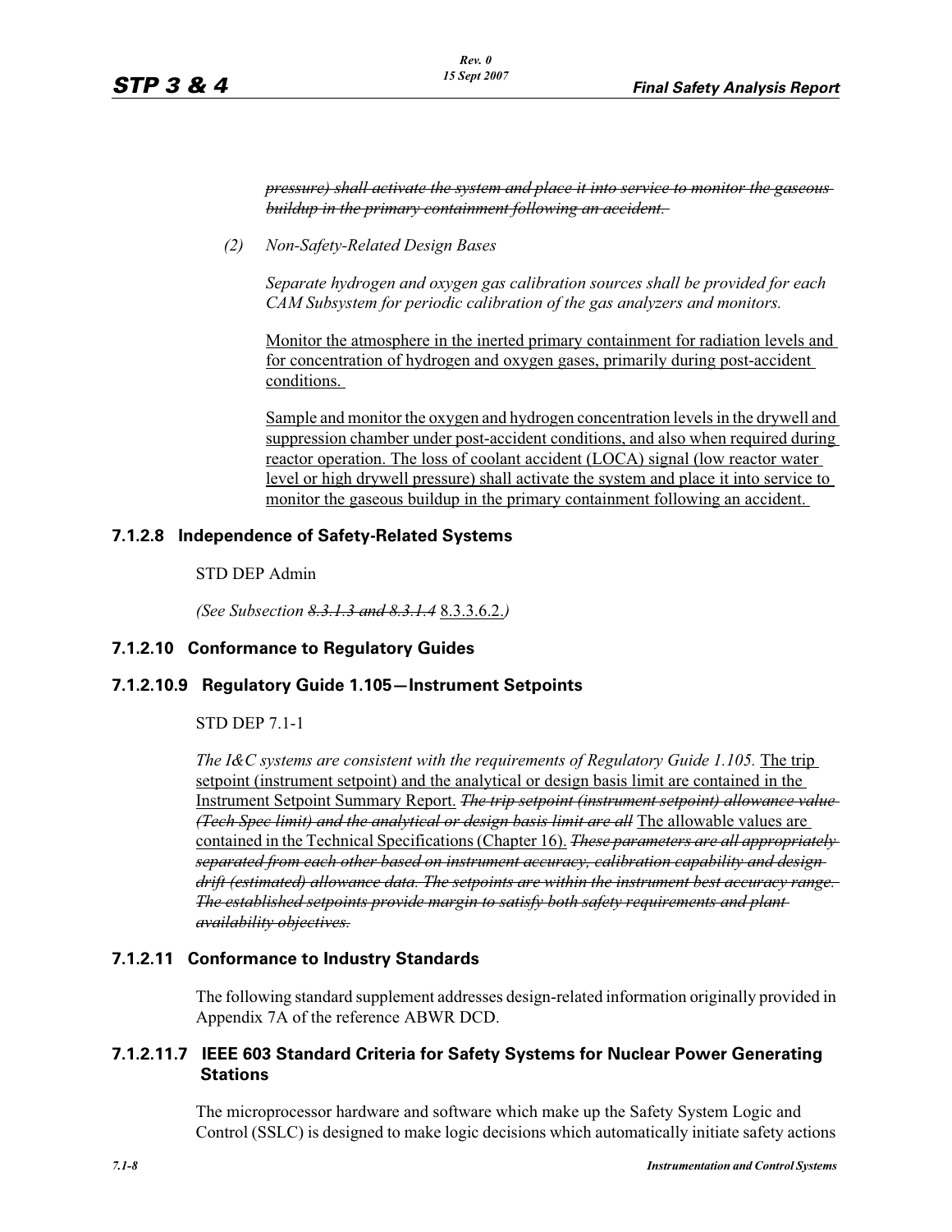*~~pressure) shall activate the system and place it into service to monitor the gaseous buildup in the primary containment following an accident.~~*

*(2) Non-Safety-Related Design Bases*

*Separate hydrogen and oxygen gas calibration sources shall be provided for each CAM Subsystem for periodic calibration of the gas analyzers and monitors.*

<u>Monitor the atmosphere in the inerted primary containment for radiation levels and for concentration of hydrogen and oxygen gases, primarily during post-accident conditions.</u>

<u>Sample and monitor the oxygen and hydrogen concentration levels in the drywell and suppression chamber under post-accident conditions, and also when required during reactor operation. The loss of coolant accident (LOCA) signal (low reactor water level or high drywell pressure) shall activate the system and place it into service to monitor the gaseous buildup in the primary containment following an accident.</u>

### 7.1.2.8 Independence of Safety-Related Systems

STD DEP Admin

*(See Subsection ~~8.3.1.3 and 8.3.1.4~~* <u>8.3.3.6.2</u>*.)*

### 7.1.2.10 Conformance to Regulatory Guides

### 7.1.2.10.9 Regulatory Guide 1.105—Instrument Setpoints

STD DEP 7.1-1

*The I&C systems are consistent with the requirements of Regulatory Guide 1.105.* <u>The trip setpoint (instrument setpoint) and the analytical or design basis limit are contained in the Instrument Setpoint Summary Report.</u> *~~The trip setpoint (instrument setpoint) allowance value (Tech Spec limit) and the analytical or design basis limit are all~~* <u>The allowable values are contained in the Technical Specifications (Chapter 16).</u> *~~These parameters are all appropriately separated from each other based on instrument accuracy, calibration capability and design drift (estimated) allowance data. The setpoints are within the instrument best accuracy range. The established setpoints provide margin to satisfy both safety requirements and plant availability objectives.~~*

### 7.1.2.11 Conformance to Industry Standards

The following standard supplement addresses design-related information originally provided in Appendix 7A of the reference ABWR DCD.

### 7.1.2.11.7 IEEE 603 Standard Criteria for Safety Systems for Nuclear Power Generating Stations

The microprocessor hardware and software which make up the Safety System Logic and Control (SSLC) is designed to make logic decisions which automatically initiate safety actions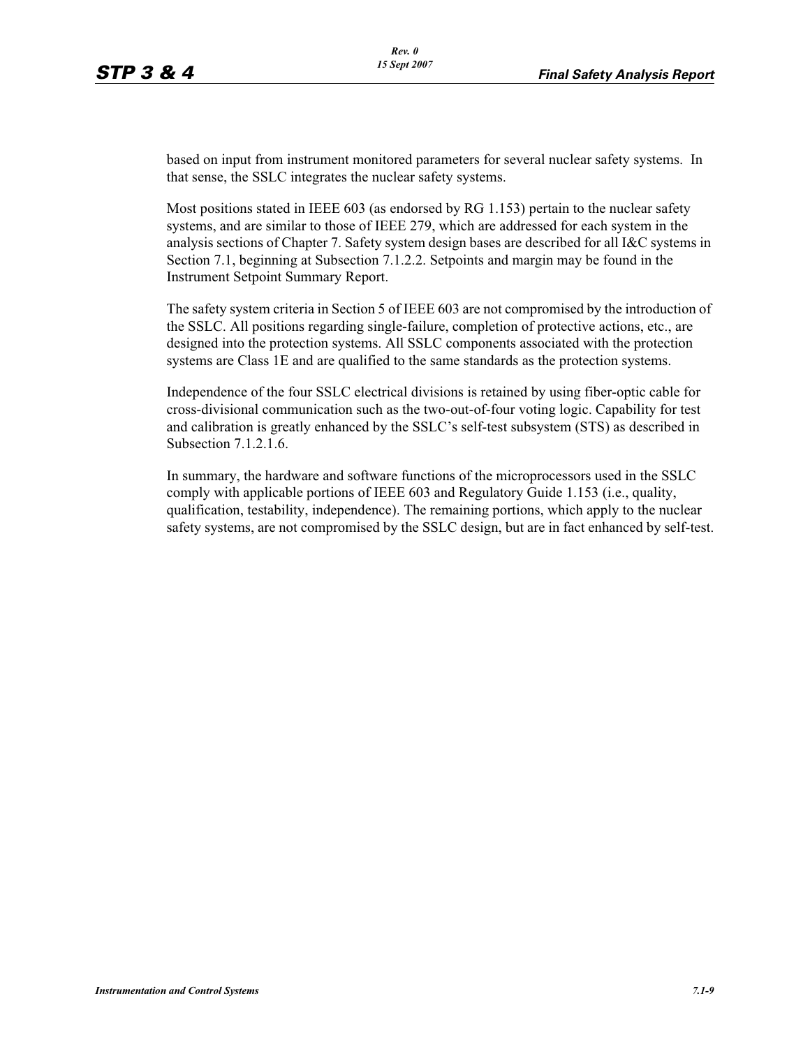based on input from instrument monitored parameters for several nuclear safety systems. In that sense, the SSLC integrates the nuclear safety systems.

Most positions stated in IEEE 603 (as endorsed by RG 1.153) pertain to the nuclear safety systems, and are similar to those of IEEE 279, which are addressed for each system in the analysis sections of Chapter 7. Safety system design bases are described for all I&C systems in Section 7.1, beginning at Subsection 7.1.2.2. Setpoints and margin may be found in the Instrument Setpoint Summary Report.

The safety system criteria in Section 5 of IEEE 603 are not compromised by the introduction of the SSLC. All positions regarding single-failure, completion of protective actions, etc., are designed into the protection systems. All SSLC components associated with the protection systems are Class 1E and are qualified to the same standards as the protection systems.

Independence of the four SSLC electrical divisions is retained by using fiber-optic cable for cross-divisional communication such as the two-out-of-four voting logic. Capability for test and calibration is greatly enhanced by the SSLC's self-test subsystem (STS) as described in Subsection 7.1.2.1.6.

In summary, the hardware and software functions of the microprocessors used in the SSLC comply with applicable portions of IEEE 603 and Regulatory Guide 1.153 (i.e., quality, qualification, testability, independence). The remaining portions, which apply to the nuclear safety systems, are not compromised by the SSLC design, but are in fact enhanced by self-test.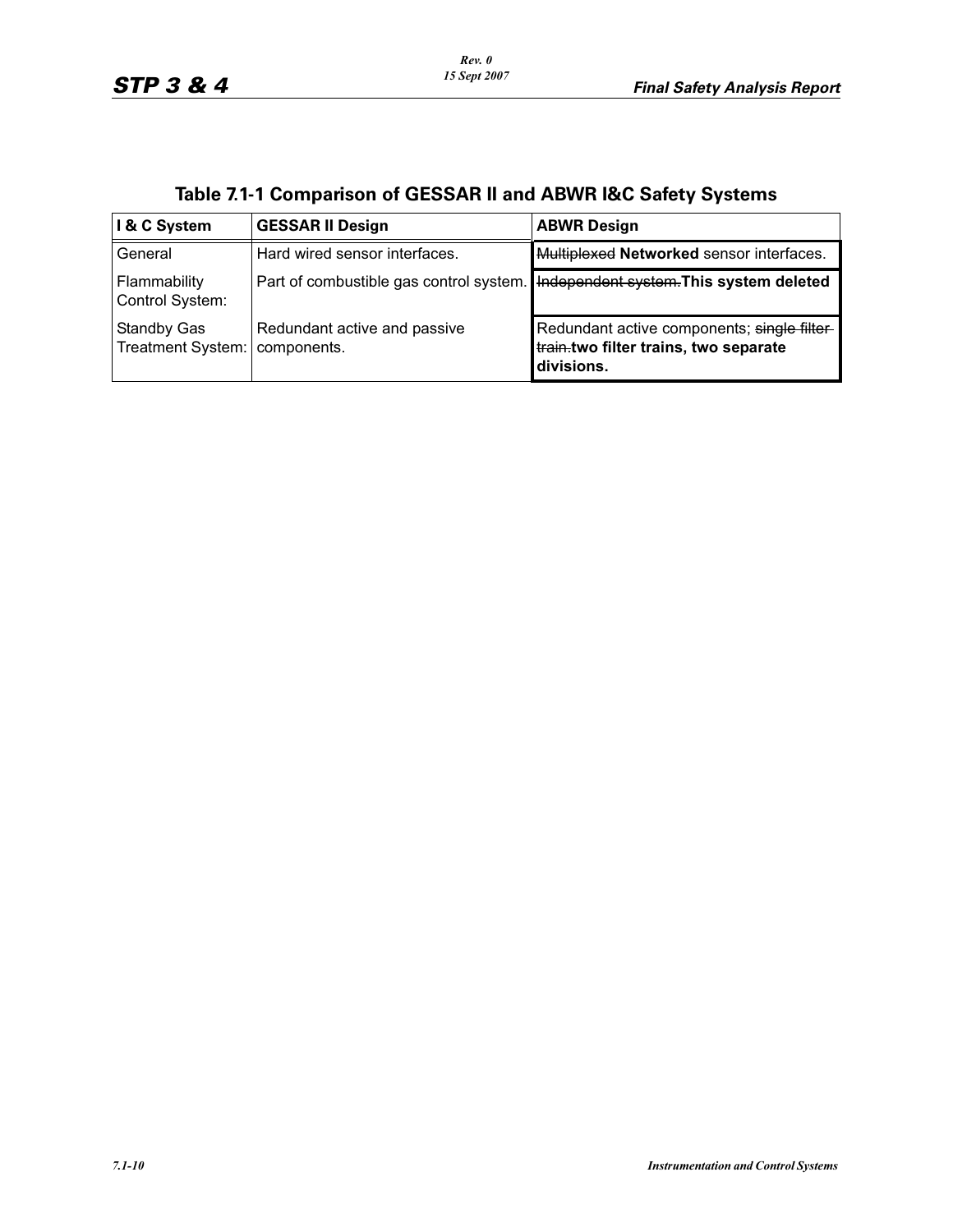## Table 7.1-1 Comparison of GESSAR II and ABWR I&C Safety Systems

| I & C System | GESSAR II Design | ABWR Design |
|---|---|---|
| General | Hard wired sensor interfaces. | ~~Multiplexed~~ **Networked** sensor interfaces. |
| Flammability Control System: | Part of combustible gas control system. | ~~Independent system.~~**This system deleted** |
| Standby Gas Treatment System: | Redundant active and passive components. | Redundant active components; ~~single filter train.~~**two filter trains, two separate divisions.** |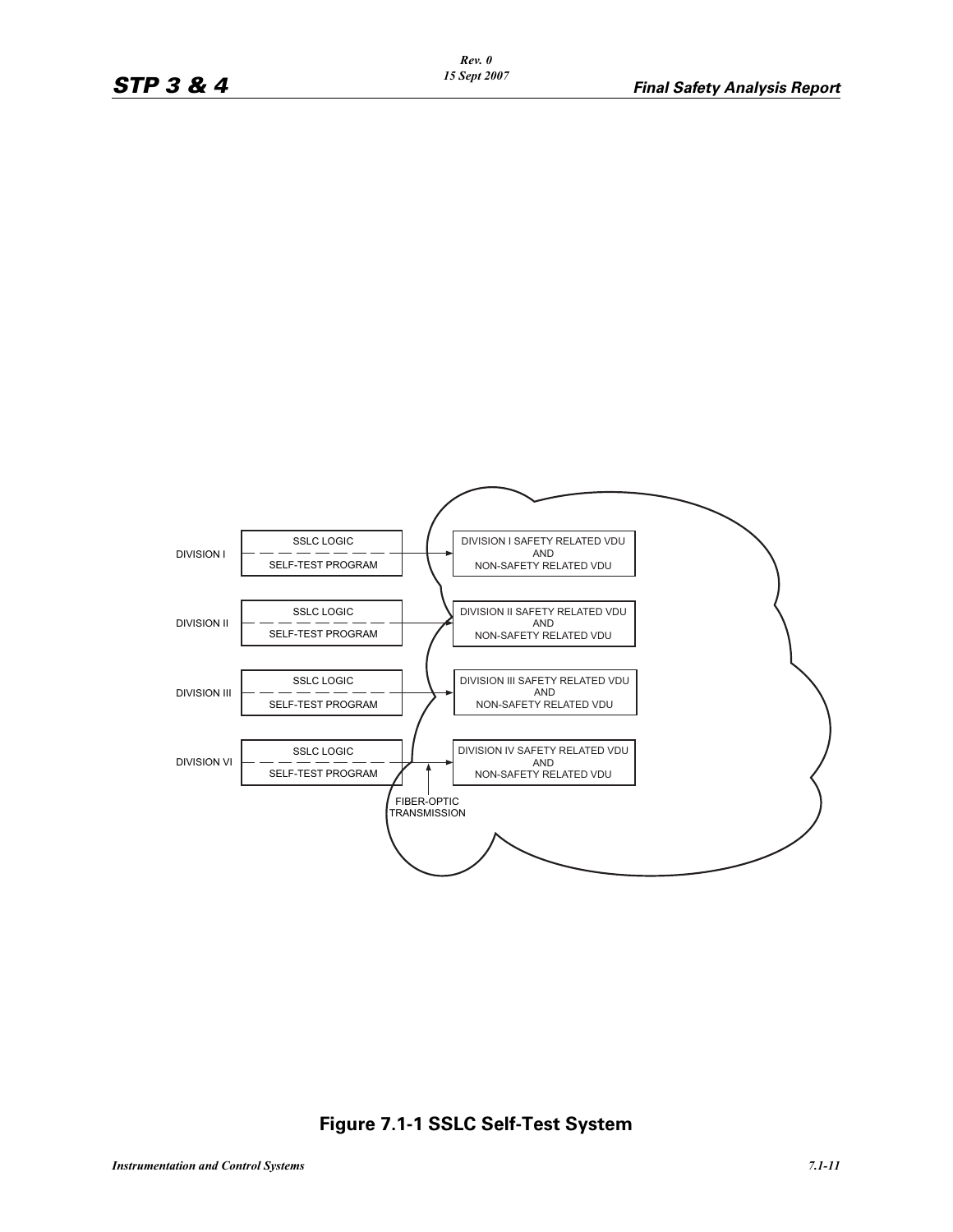DIVISION I

SSLC LOGIC

SELF-TEST PROGRAM

DIVISION I SAFETY RELATED VDU AND NON-SAFETY RELATED VDU

DIVISION II

SSLC LOGIC

SELF-TEST PROGRAM

DIVISION II SAFETY RELATED VDU AND NON-SAFETY RELATED VDU

DIVISION III

SSLC LOGIC

SELF-TEST PROGRAM

DIVISION III SAFETY RELATED VDU AND NON-SAFETY RELATED VDU

DIVISION VI

SSLC LOGIC

SELF-TEST PROGRAM

DIVISION IV SAFETY RELATED VDU AND NON-SAFETY RELATED VDU

FIBER-OPTIC TRANSMISSION

**Figure 7.1-1 SSLC Self-Test System**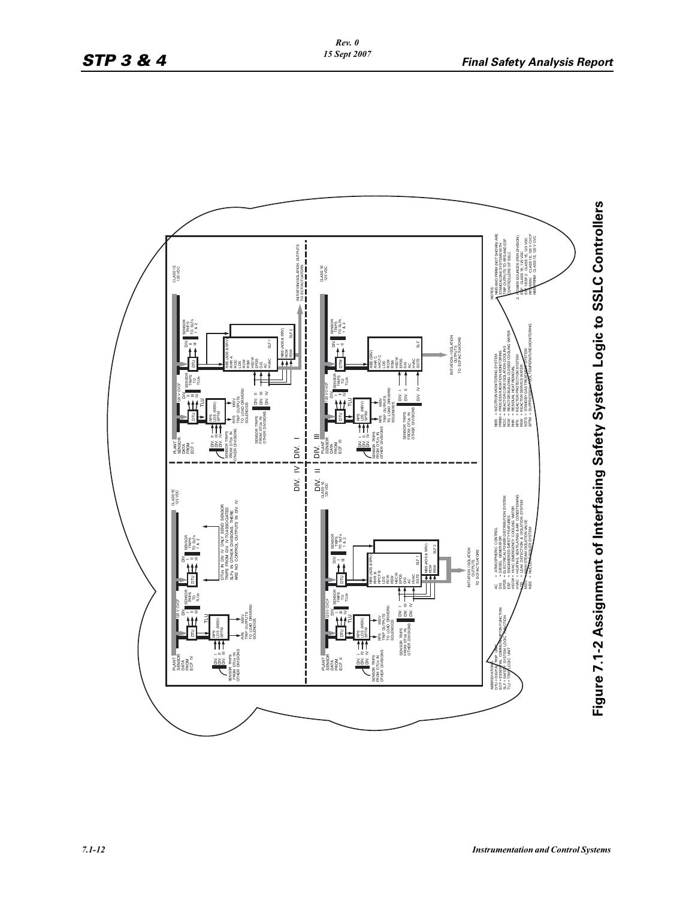PLANT SENSOR DATA FROM ECF IV

120 V CVCF

CLASS 1E 125 VDC

DTU

SENSOR TRIPS TO TLUs

DIV. I II III

TLU

RPS LDS (MSIV) SPTM

RPS MSIV TRIP OUTPUTS TO LOAD DRIVERS/ SOLENOIDS

DIV. I DIV. II DIV. III

SENSOR TRIPS FROM DTUs IN OTHER DIVISIONS

DTU

DIV. I II III

SENSOR TRIPS TO SLFs 1 & 2

DTUs IN DIV. IV ONLY SEND SENSOR TRIPS FROM DIV. IV TO ASSOCIATED SLFs IN OTHER DIVISIONS. THERE ARE NO CONTROL OUTPUTS IN DIV. IV.

PLANT SENSOR DATA FROM ECF I

120 V CVCF

CLASS 1E 125 VDC

DTU

SENSOR TRIPS TO TLUs

DIV. II III IV

TLU

RPS LDS (MSIV) SPTM

RPS MSIV TRIP OUTPUTS TO LOAD DRIVERS/ SOLENOIDS

DIV. II DIV. III DIV. IV

SENSOR TRIPS FROM DTUs IN OTHER DIVISIONS

DTU

DIV. II III IV

SENSOR TRIPS TO SLFs 1 & 2

NBS (ADS & SRV) RHR A RCIC LDS RCW RSW HECW EPDS D/G AC HUAC SLF 1

NBS (ADS & SRV) RCW RSW SLF 2

DIV. II DIV. III DIV. IV

INITIATION/ISOLATION OUTPUTS TO ESF ACTUATORS

DIV. IV DIV. I

DIV. II DIV. III

PLANT SENSOR DATA FROM ECF II

120 V CVCF

CLASS 1E 125 VDC

DTU

SENSOR TRIPS TO TLUs

DIV. I III IV

TLU

RPS LDS (MSIV) SPTM

RPS MSIV TRIP OUTPUTS TO LOAD DRIVERS/ SOLENOIDS

DIV. I DIV. III DIV. IV

SENSOR TRIPS FROM DTUs IN OTHER DIVISIONS

DTU

DIV. I III IV

SENSOR TRIPS TO SLFs 1 & 2

NBS (ADS & SRV) RHR B HPCF B LDS RCW RSW HECW EPDS D/G AC HUAC SGTS SLF 1

NBS (ADS & SRV) RCW RSW SLF 2

DIV. I DIV. III DIV. IV

INITIATION / ISOLATION OUTPUTS TO ESF ACTUATORS

PLANT SENSOR DATA FROM ECF III

120 V CVCF

CLASS 1E 125 VDC

DTU

SENSOR TRIPS TO TLUs

DIV. I II IV

TLU

RPS LDS (MSIV) SPTM

RPS MSIV TRIP OUTPUTS TO LOAD DRIVERS/ SOLENOIDS

DIV. I DIV. II DIV. IV

SENSOR TRIPS FROM DTUs IN OTHER DIVISIONS

DTU

DIV. I II IV

SENSOR TRIPS TO SLFs 1 & 2

NBS (SRV) RHR C HPCF C LDS RCW RSW HECW EPDS D/G AC HUAC SGTS SLF

DIV. I DIV. II DIV. IV

INITIATION / ISOLATION OUTPUTS TO ESF ACTUATORS

ABBREVIATIONS:
DTU = DIGITAL TRIP UNIT
ECF = ESSENTIAL COMMUNICATION FUNCTION
SLF = SAFETY SYSTEM LOGIC FUNCTION
TLU = TRIP LOGIC UNIT

AC = ATMOSPHERIC CONTROL
D/G = DIESEL GENERATOR
EPDS = ELECTRICAL POWER DISTRIBUTION SYSTEM
ESF = ENGINEERED SAFETY FEATURES
HECW = HVAC EMERGENCY COOLING WATER
HVAC = HEATING, VENTILATING & AIR CONDITIONING
LDS = LEAK DETECTION & ISOLATION SYSTEM
MSIV = MAIN STEAM ISOLATION VALVE
NBS = NUCLEAR BOILER SYSTEM

NMS = NEUTRON MONITORING SYSTEM
PRRM = PROCESS RADIATION MONITORING
RCIC = REACTOR CORE ISOLATION COOLING
RCW = REACTOR BUILDING COOLING WATER
RHR = RESIDUAL HEAT REMOVAL
RPS = REACTOR PROTECTION SYSTEM
RSW = REACTOR SERVICE WATER
SGTS = STANDBY GAS TREATMENT SYSTEM
SPTM = SUPPRESSION POOL TEMPERATURE MONITORING

NOTES:
1. NMS AND PRRM (NOT SHOWN) ARE STAND-ALONE SYSTEMS WITH TRIP OUTPUTS TO RPS AND ESF CONTROLLERS OF SSLC.
2. POWER SOURCES (PER DIVISION)
ESF: CLASS 1E, 125 VDC
ESF (ADS & SRV): CLASS 1E, 125 VDC
RPS/MSIV: CLASS 1E, 120 V CVCF
NMS/PRRM: CLASS 1E, 120 V CVCF

Figure 7.1-2 Assignment of Interfacing Safety System Logic to SSLC Controllers